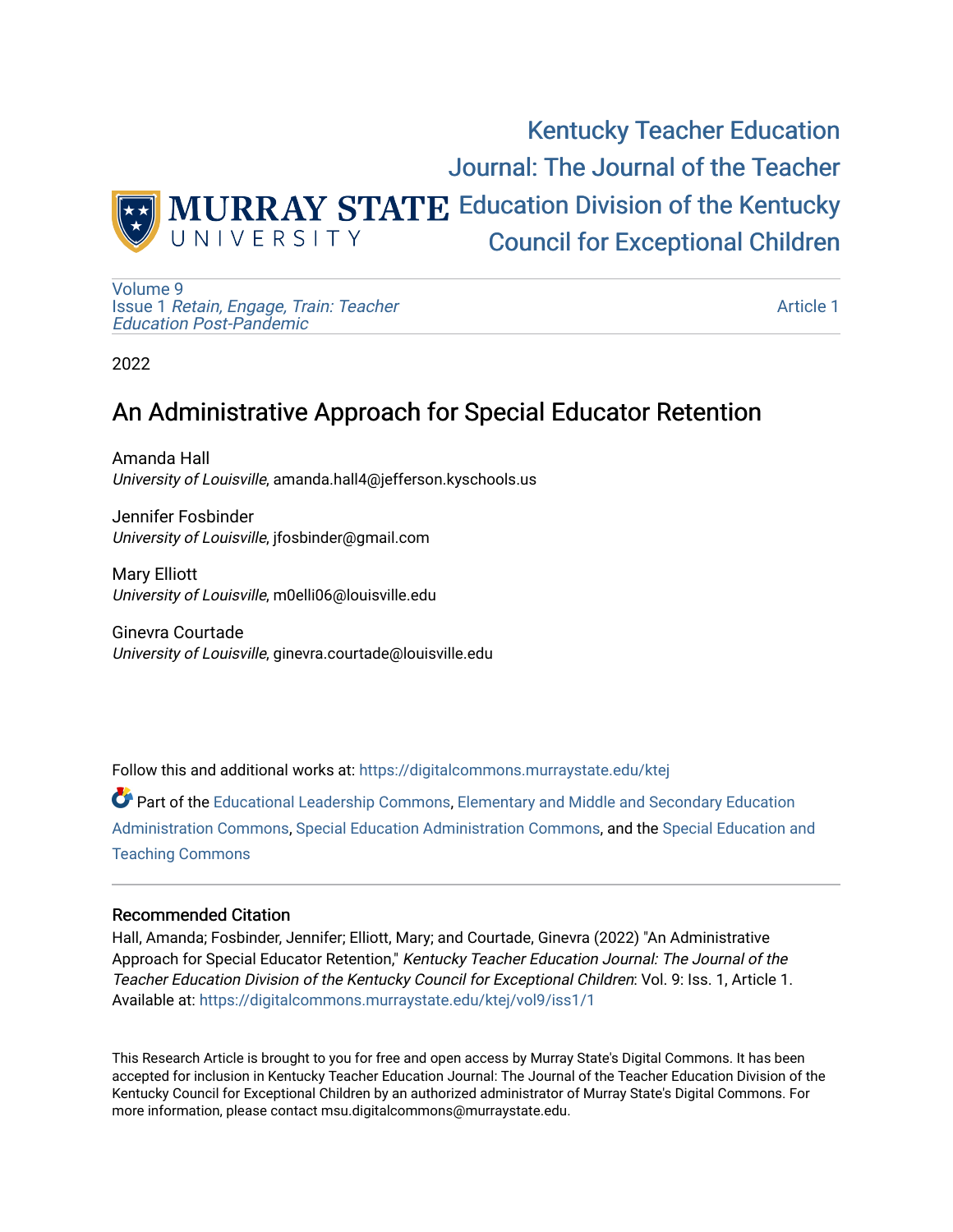Kentucky Teacher Education Journal: The Journal of the Teacher Education Division of the Kentucky Council for Exceptional Children

Volume 9
Issue 1 *Retain, Engage, Train: Teacher Education Post-Pandemic*

Article 1

2022

# An Administrative Approach for Special Educator Retention

Amanda Hall
*University of Louisville*, amanda.hall4@jefferson.kyschools.us

Jennifer Fosbinder
*University of Louisville*, jfosbinder@gmail.com

Mary Elliott
*University of Louisville*, m0elli06@louisville.edu

Ginevra Courtade
*University of Louisville*, ginevra.courtade@louisville.edu

Follow this and additional works at: https://digitalcommons.murraystate.edu/ktej

Part of the Educational Leadership Commons, Elementary and Middle and Secondary Education Administration Commons, Special Education Administration Commons, and the Special Education and Teaching Commons

## Recommended Citation

Hall, Amanda; Fosbinder, Jennifer; Elliott, Mary; and Courtade, Ginevra (2022) "An Administrative Approach for Special Educator Retention," *Kentucky Teacher Education Journal: The Journal of the Teacher Education Division of the Kentucky Council for Exceptional Children*: Vol. 9: Iss. 1, Article 1.
Available at: https://digitalcommons.murraystate.edu/ktej/vol9/iss1/1

This Research Article is brought to you for free and open access by Murray State's Digital Commons. It has been accepted for inclusion in Kentucky Teacher Education Journal: The Journal of the Teacher Education Division of the Kentucky Council for Exceptional Children by an authorized administrator of Murray State's Digital Commons. For more information, please contact msu.digitalcommons@murraystate.edu.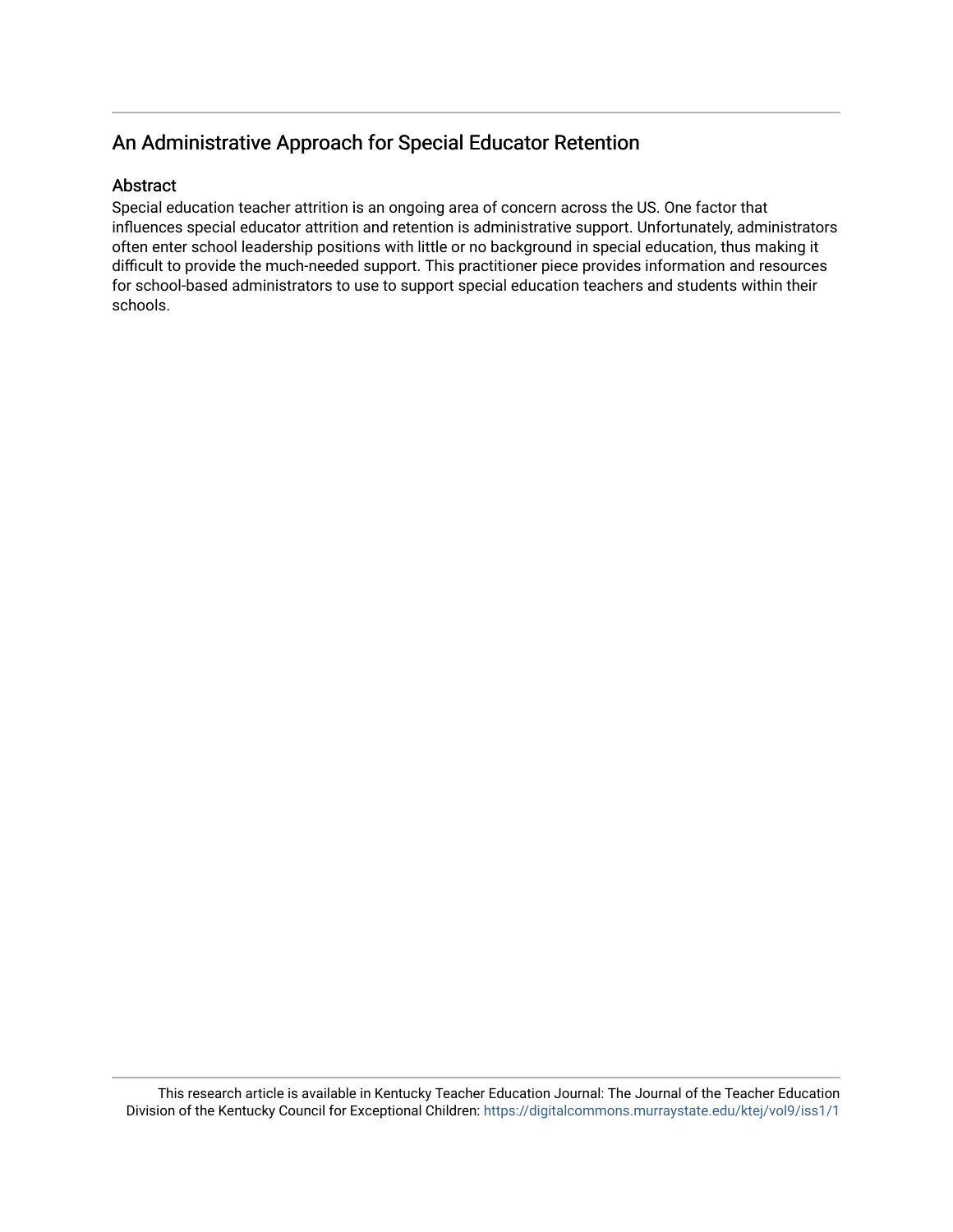## An Administrative Approach for Special Educator Retention

### Abstract

Special education teacher attrition is an ongoing area of concern across the US. One factor that influences special educator attrition and retention is administrative support. Unfortunately, administrators often enter school leadership positions with little or no background in special education, thus making it difficult to provide the much-needed support. This practitioner piece provides information and resources for school-based administrators to use to support special education teachers and students within their schools.

This research article is available in Kentucky Teacher Education Journal: The Journal of the Teacher Education Division of the Kentucky Council for Exceptional Children: https://digitalcommons.murraystate.edu/ktej/vol9/iss1/1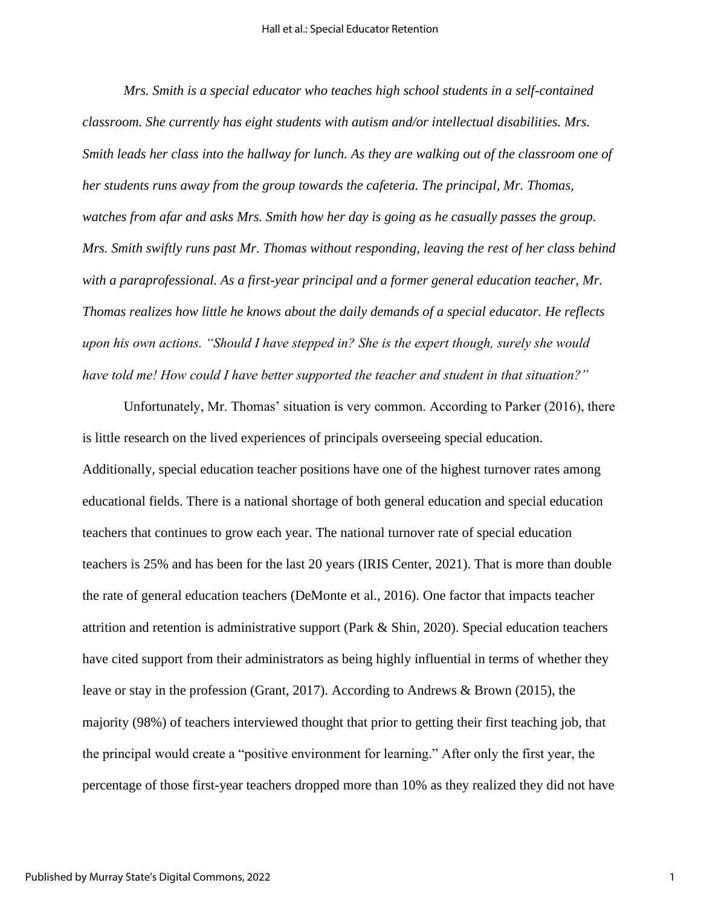*Mrs. Smith is a special educator who teaches high school students in a self-contained classroom. She currently has eight students with autism and/or intellectual disabilities. Mrs. Smith leads her class into the hallway for lunch. As they are walking out of the classroom one of her students runs away from the group towards the cafeteria. The principal, Mr. Thomas, watches from afar and asks Mrs. Smith how her day is going as he casually passes the group. Mrs. Smith swiftly runs past Mr. Thomas without responding, leaving the rest of her class behind with a paraprofessional. As a first-year principal and a former general education teacher, Mr. Thomas realizes how little he knows about the daily demands of a special educator. He reflects upon his own actions. "Should I have stepped in? She is the expert though, surely she would have told me! How could I have better supported the teacher and student in that situation?"*

Unfortunately, Mr. Thomas' situation is very common. According to Parker (2016), there is little research on the lived experiences of principals overseeing special education. Additionally, special education teacher positions have one of the highest turnover rates among educational fields. There is a national shortage of both general education and special education teachers that continues to grow each year. The national turnover rate of special education teachers is 25% and has been for the last 20 years (IRIS Center, 2021). That is more than double the rate of general education teachers (DeMonte et al., 2016). One factor that impacts teacher attrition and retention is administrative support (Park & Shin, 2020). Special education teachers have cited support from their administrators as being highly influential in terms of whether they leave or stay in the profession (Grant, 2017). According to Andrews & Brown (2015), the majority (98%) of teachers interviewed thought that prior to getting their first teaching job, that the principal would create a "positive environment for learning." After only the first year, the percentage of those first-year teachers dropped more than 10% as they realized they did not have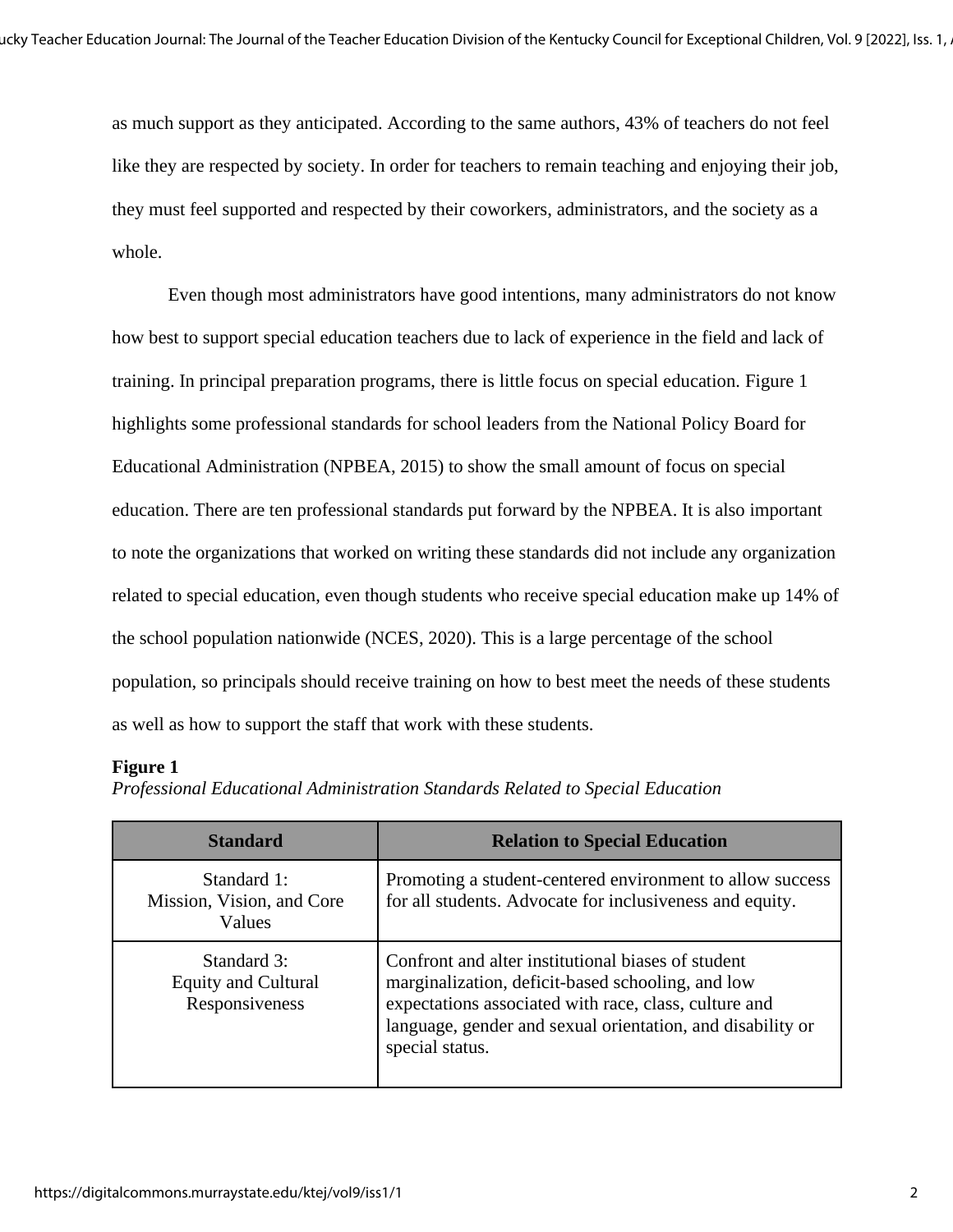as much support as they anticipated. According to the same authors, 43% of teachers do not feel like they are respected by society. In order for teachers to remain teaching and enjoying their job, they must feel supported and respected by their coworkers, administrators, and the society as a whole.

Even though most administrators have good intentions, many administrators do not know how best to support special education teachers due to lack of experience in the field and lack of training. In principal preparation programs, there is little focus on special education. Figure 1 highlights some professional standards for school leaders from the National Policy Board for Educational Administration (NPBEA, 2015) to show the small amount of focus on special education. There are ten professional standards put forward by the NPBEA. It is also important to note the organizations that worked on writing these standards did not include any organization related to special education, even though students who receive special education make up 14% of the school population nationwide (NCES, 2020). This is a large percentage of the school population, so principals should receive training on how to best meet the needs of these students as well as how to support the staff that work with these students.

**Figure 1**

*Professional Educational Administration Standards Related to Special Education*

| Standard | Relation to Special Education |
| --- | --- |
| Standard 1: Mission, Vision, and Core Values | Promoting a student-centered environment to allow success for all students. Advocate for inclusiveness and equity. |
| Standard 3: Equity and Cultural Responsiveness | Confront and alter institutional biases of student marginalization, deficit-based schooling, and low expectations associated with race, class, culture and language, gender and sexual orientation, and disability or special status. |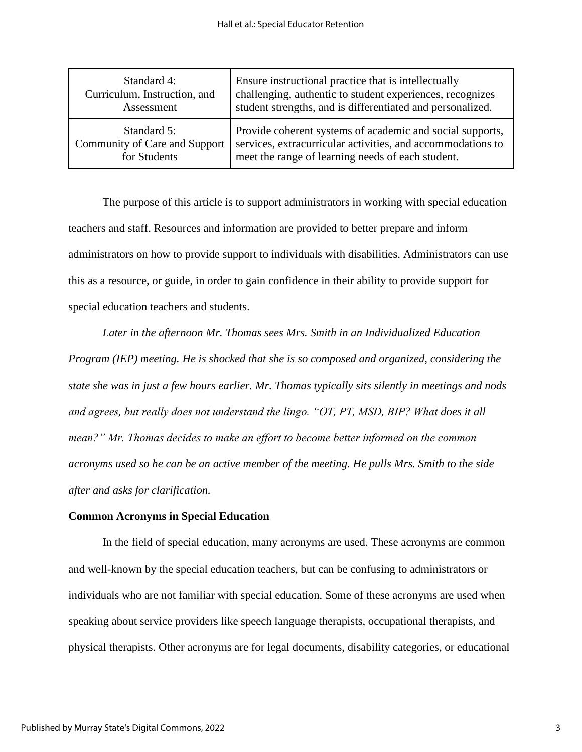| Standard 4: Curriculum, Instruction, and Assessment | Ensure instructional practice that is intellectually challenging, authentic to student experiences, recognizes student strengths, and is differentiated and personalized. |
|---|---|
| Standard 5: Community of Care and Support for Students | Provide coherent systems of academic and social supports, services, extracurricular activities, and accommodations to meet the range of learning needs of each student. |

The purpose of this article is to support administrators in working with special education teachers and staff. Resources and information are provided to better prepare and inform administrators on how to provide support to individuals with disabilities. Administrators can use this as a resource, or guide, in order to gain confidence in their ability to provide support for special education teachers and students.

*Later in the afternoon Mr. Thomas sees Mrs. Smith in an Individualized Education Program (IEP) meeting. He is shocked that she is so composed and organized, considering the state she was in just a few hours earlier. Mr. Thomas typically sits silently in meetings and nods and agrees, but really does not understand the lingo. "OT, PT, MSD, BIP? What does it all mean?" Mr. Thomas decides to make an effort to become better informed on the common acronyms used so he can be an active member of the meeting. He pulls Mrs. Smith to the side after and asks for clarification.*

**Common Acronyms in Special Education**

In the field of special education, many acronyms are used. These acronyms are common and well-known by the special education teachers, but can be confusing to administrators or individuals who are not familiar with special education. Some of these acronyms are used when speaking about service providers like speech language therapists, occupational therapists, and physical therapists. Other acronyms are for legal documents, disability categories, or educational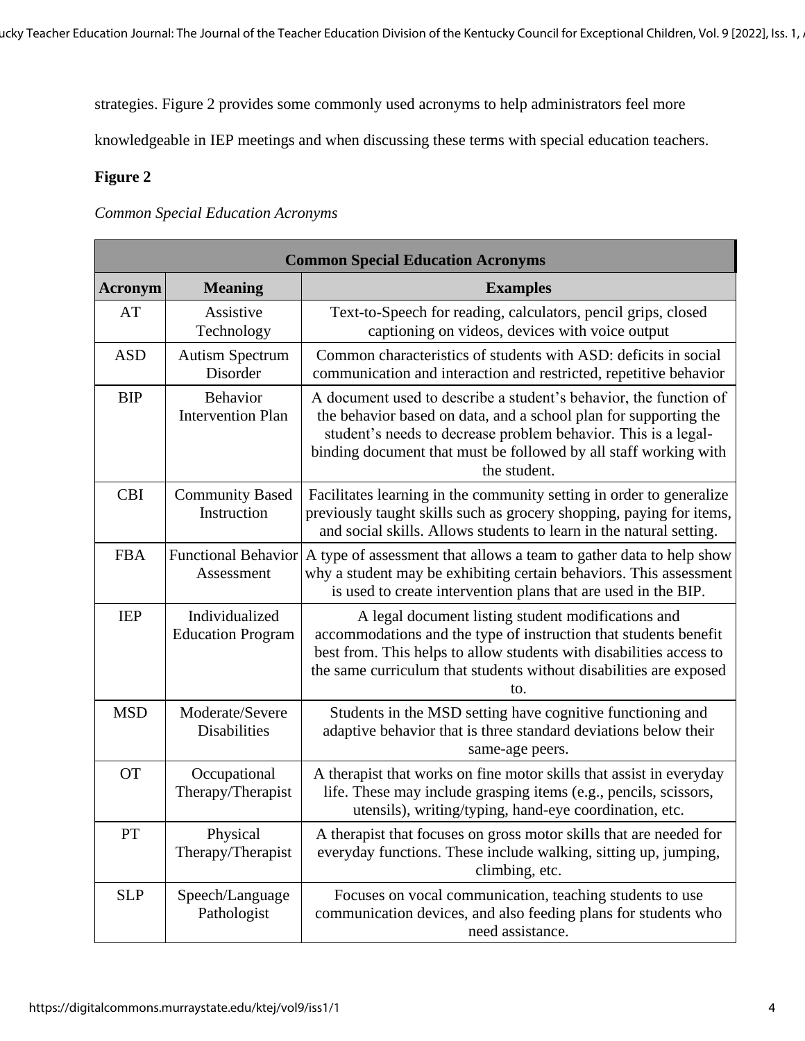strategies. Figure 2 provides some commonly used acronyms to help administrators feel more knowledgeable in IEP meetings and when discussing these terms with special education teachers.

**Figure 2**

*Common Special Education Acronyms*

| Common Special Education Acronyms | | |
|---|---|---|
| **Acronym** | **Meaning** | **Examples** |
| AT | Assistive Technology | Text-to-Speech for reading, calculators, pencil grips, closed captioning on videos, devices with voice output |
| ASD | Autism Spectrum Disorder | Common characteristics of students with ASD: deficits in social communication and interaction and restricted, repetitive behavior |
| BIP | Behavior Intervention Plan | A document used to describe a student's behavior, the function of the behavior based on data, and a school plan for supporting the student's needs to decrease problem behavior. This is a legal-binding document that must be followed by all staff working with the student. |
| CBI | Community Based Instruction | Facilitates learning in the community setting in order to generalize previously taught skills such as grocery shopping, paying for items, and social skills. Allows students to learn in the natural setting. |
| FBA | Functional Behavior Assessment | A type of assessment that allows a team to gather data to help show why a student may be exhibiting certain behaviors. This assessment is used to create intervention plans that are used in the BIP. |
| IEP | Individualized Education Program | A legal document listing student modifications and accommodations and the type of instruction that students benefit best from. This helps to allow students with disabilities access to the same curriculum that students without disabilities are exposed to. |
| MSD | Moderate/Severe Disabilities | Students in the MSD setting have cognitive functioning and adaptive behavior that is three standard deviations below their same-age peers. |
| OT | Occupational Therapy/Therapist | A therapist that works on fine motor skills that assist in everyday life. These may include grasping items (e.g., pencils, scissors, utensils), writing/typing, hand-eye coordination, etc. |
| PT | Physical Therapy/Therapist | A therapist that focuses on gross motor skills that are needed for everyday functions. These include walking, sitting up, jumping, climbing, etc. |
| SLP | Speech/Language Pathologist | Focuses on vocal communication, teaching students to use communication devices, and also feeding plans for students who need assistance. |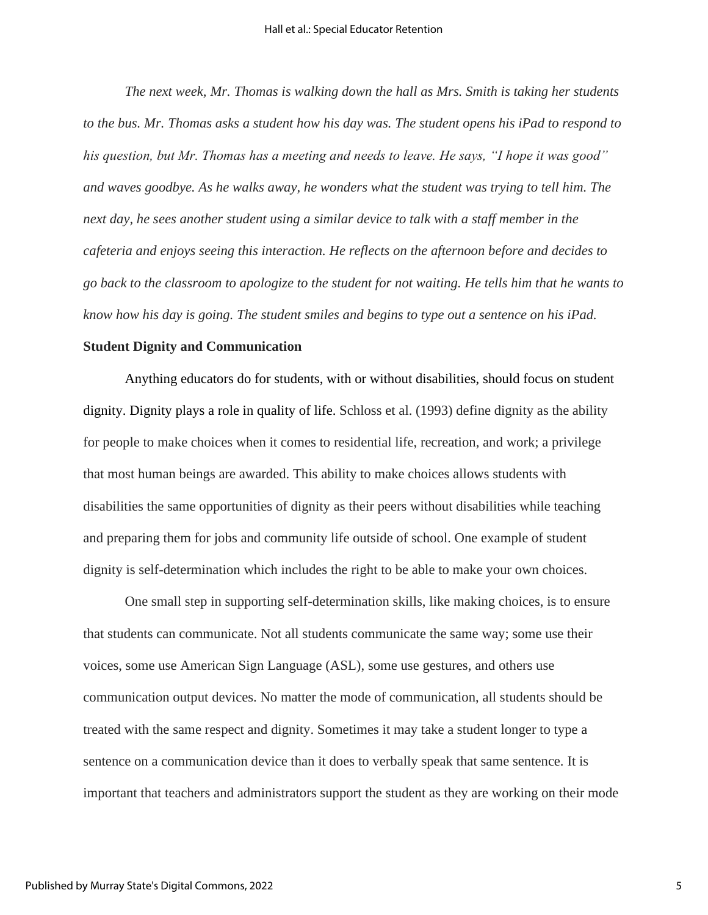*The next week, Mr. Thomas is walking down the hall as Mrs. Smith is taking her students to the bus. Mr. Thomas asks a student how his day was. The student opens his iPad to respond to his question, but Mr. Thomas has a meeting and needs to leave. He says, "I hope it was good" and waves goodbye. As he walks away, he wonders what the student was trying to tell him. The next day, he sees another student using a similar device to talk with a staff member in the cafeteria and enjoys seeing this interaction. He reflects on the afternoon before and decides to go back to the classroom to apologize to the student for not waiting. He tells him that he wants to know how his day is going. The student smiles and begins to type out a sentence on his iPad.*

**Student Dignity and Communication**

Anything educators do for students, with or without disabilities, should focus on student dignity. Dignity plays a role in quality of life. Schloss et al. (1993) define dignity as the ability for people to make choices when it comes to residential life, recreation, and work; a privilege that most human beings are awarded. This ability to make choices allows students with disabilities the same opportunities of dignity as their peers without disabilities while teaching and preparing them for jobs and community life outside of school. One example of student dignity is self-determination which includes the right to be able to make your own choices.

One small step in supporting self-determination skills, like making choices, is to ensure that students can communicate. Not all students communicate the same way; some use their voices, some use American Sign Language (ASL), some use gestures, and others use communication output devices. No matter the mode of communication, all students should be treated with the same respect and dignity. Sometimes it may take a student longer to type a sentence on a communication device than it does to verbally speak that same sentence. It is important that teachers and administrators support the student as they are working on their mode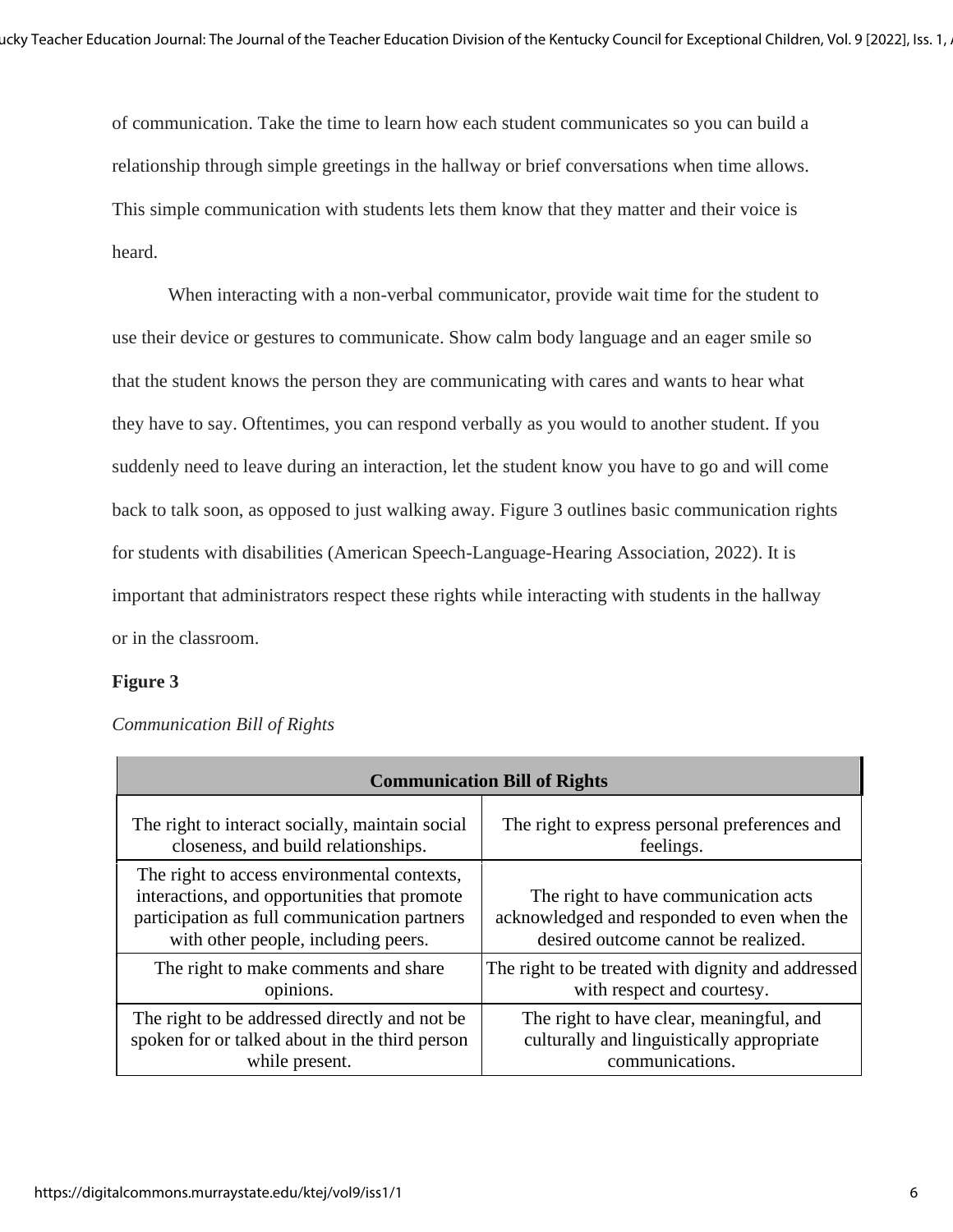of communication. Take the time to learn how each student communicates so you can build a relationship through simple greetings in the hallway or brief conversations when time allows. This simple communication with students lets them know that they matter and their voice is heard.

When interacting with a non-verbal communicator, provide wait time for the student to use their device or gestures to communicate. Show calm body language and an eager smile so that the student knows the person they are communicating with cares and wants to hear what they have to say. Oftentimes, you can respond verbally as you would to another student. If you suddenly need to leave during an interaction, let the student know you have to go and will come back to talk soon, as opposed to just walking away. Figure 3 outlines basic communication rights for students with disabilities (American Speech-Language-Hearing Association, 2022). It is important that administrators respect these rights while interacting with students in the hallway or in the classroom.

**Figure 3**

*Communication Bill of Rights*

| **Communication Bill of Rights** | |
|---|---|
| The right to interact socially, maintain social closeness, and build relationships. | The right to express personal preferences and feelings. |
| The right to access environmental contexts, interactions, and opportunities that promote participation as full communication partners with other people, including peers. | The right to have communication acts acknowledged and responded to even when the desired outcome cannot be realized. |
| The right to make comments and share opinions. | The right to be treated with dignity and addressed with respect and courtesy. |
| The right to be addressed directly and not be spoken for or talked about in the third person while present. | The right to have clear, meaningful, and culturally and linguistically appropriate communications. |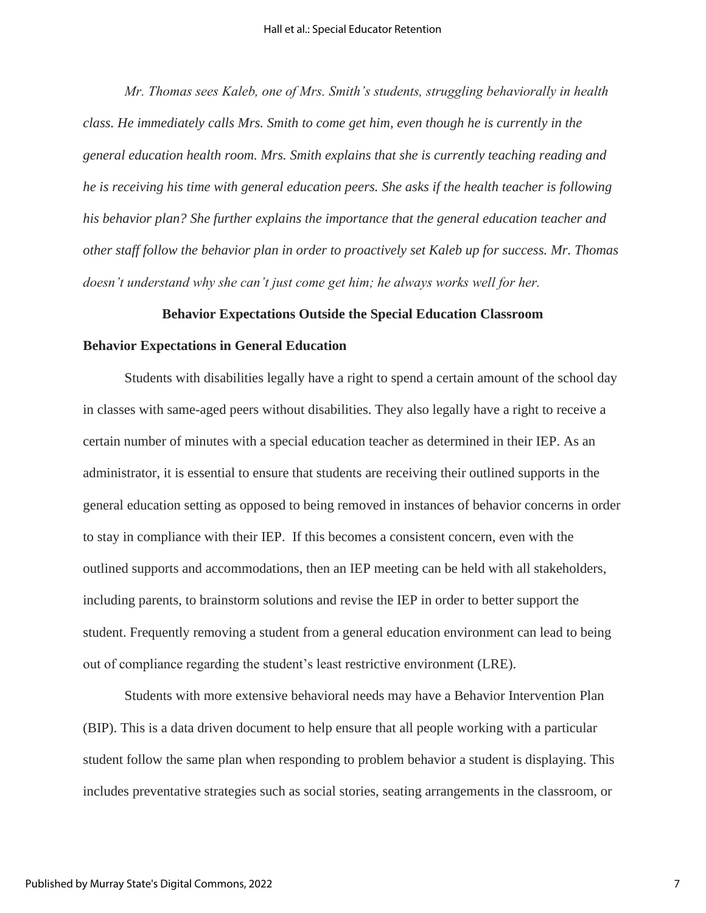*Mr. Thomas sees Kaleb, one of Mrs. Smith's students, struggling behaviorally in health class. He immediately calls Mrs. Smith to come get him, even though he is currently in the general education health room. Mrs. Smith explains that she is currently teaching reading and he is receiving his time with general education peers. She asks if the health teacher is following his behavior plan? She further explains the importance that the general education teacher and other staff follow the behavior plan in order to proactively set Kaleb up for success. Mr. Thomas doesn't understand why she can't just come get him; he always works well for her.*

## Behavior Expectations Outside the Special Education Classroom

### Behavior Expectations in General Education

Students with disabilities legally have a right to spend a certain amount of the school day in classes with same-aged peers without disabilities. They also legally have a right to receive a certain number of minutes with a special education teacher as determined in their IEP. As an administrator, it is essential to ensure that students are receiving their outlined supports in the general education setting as opposed to being removed in instances of behavior concerns in order to stay in compliance with their IEP. If this becomes a consistent concern, even with the outlined supports and accommodations, then an IEP meeting can be held with all stakeholders, including parents, to brainstorm solutions and revise the IEP in order to better support the student. Frequently removing a student from a general education environment can lead to being out of compliance regarding the student's least restrictive environment (LRE).

Students with more extensive behavioral needs may have a Behavior Intervention Plan (BIP). This is a data driven document to help ensure that all people working with a particular student follow the same plan when responding to problem behavior a student is displaying. This includes preventative strategies such as social stories, seating arrangements in the classroom, or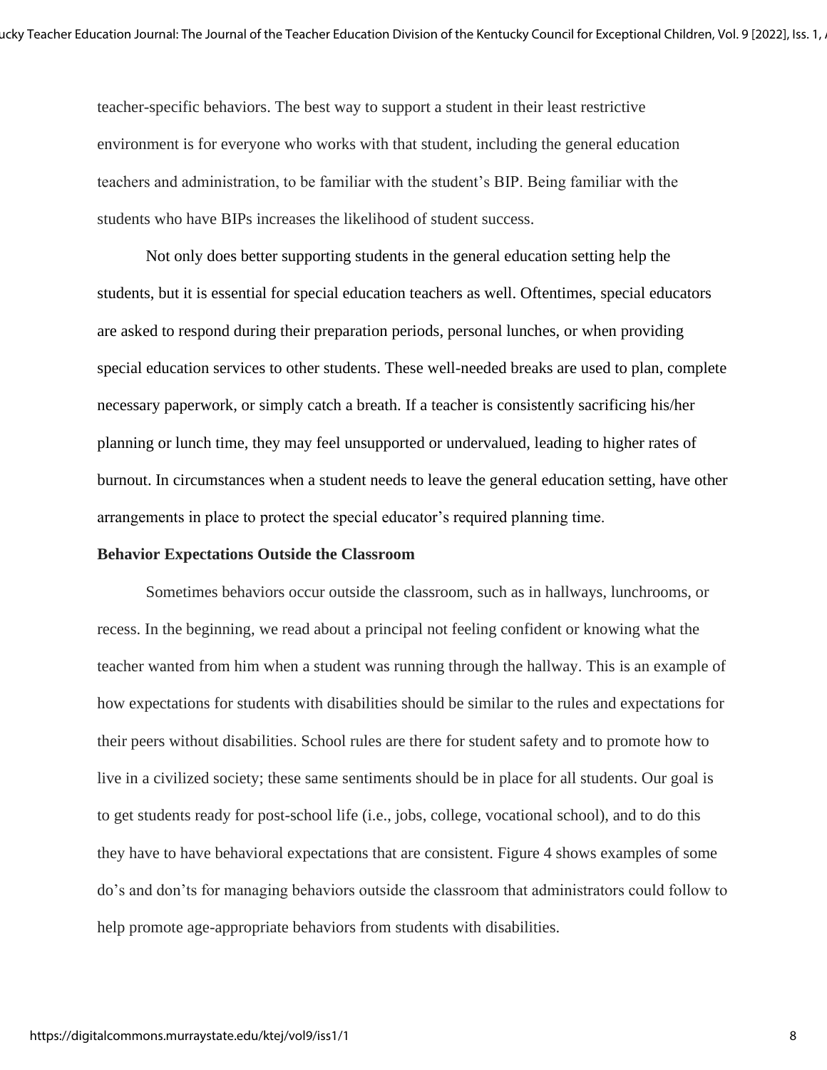teacher-specific behaviors. The best way to support a student in their least restrictive environment is for everyone who works with that student, including the general education teachers and administration, to be familiar with the student's BIP. Being familiar with the students who have BIPs increases the likelihood of student success.

Not only does better supporting students in the general education setting help the students, but it is essential for special education teachers as well. Oftentimes, special educators are asked to respond during their preparation periods, personal lunches, or when providing special education services to other students. These well-needed breaks are used to plan, complete necessary paperwork, or simply catch a breath. If a teacher is consistently sacrificing his/her planning or lunch time, they may feel unsupported or undervalued, leading to higher rates of burnout. In circumstances when a student needs to leave the general education setting, have other arrangements in place to protect the special educator's required planning time.

**Behavior Expectations Outside the Classroom**

Sometimes behaviors occur outside the classroom, such as in hallways, lunchrooms, or recess. In the beginning, we read about a principal not feeling confident or knowing what the teacher wanted from him when a student was running through the hallway. This is an example of how expectations for students with disabilities should be similar to the rules and expectations for their peers without disabilities. School rules are there for student safety and to promote how to live in a civilized society; these same sentiments should be in place for all students. Our goal is to get students ready for post-school life (i.e., jobs, college, vocational school), and to do this they have to have behavioral expectations that are consistent. Figure 4 shows examples of some do's and don'ts for managing behaviors outside the classroom that administrators could follow to help promote age-appropriate behaviors from students with disabilities.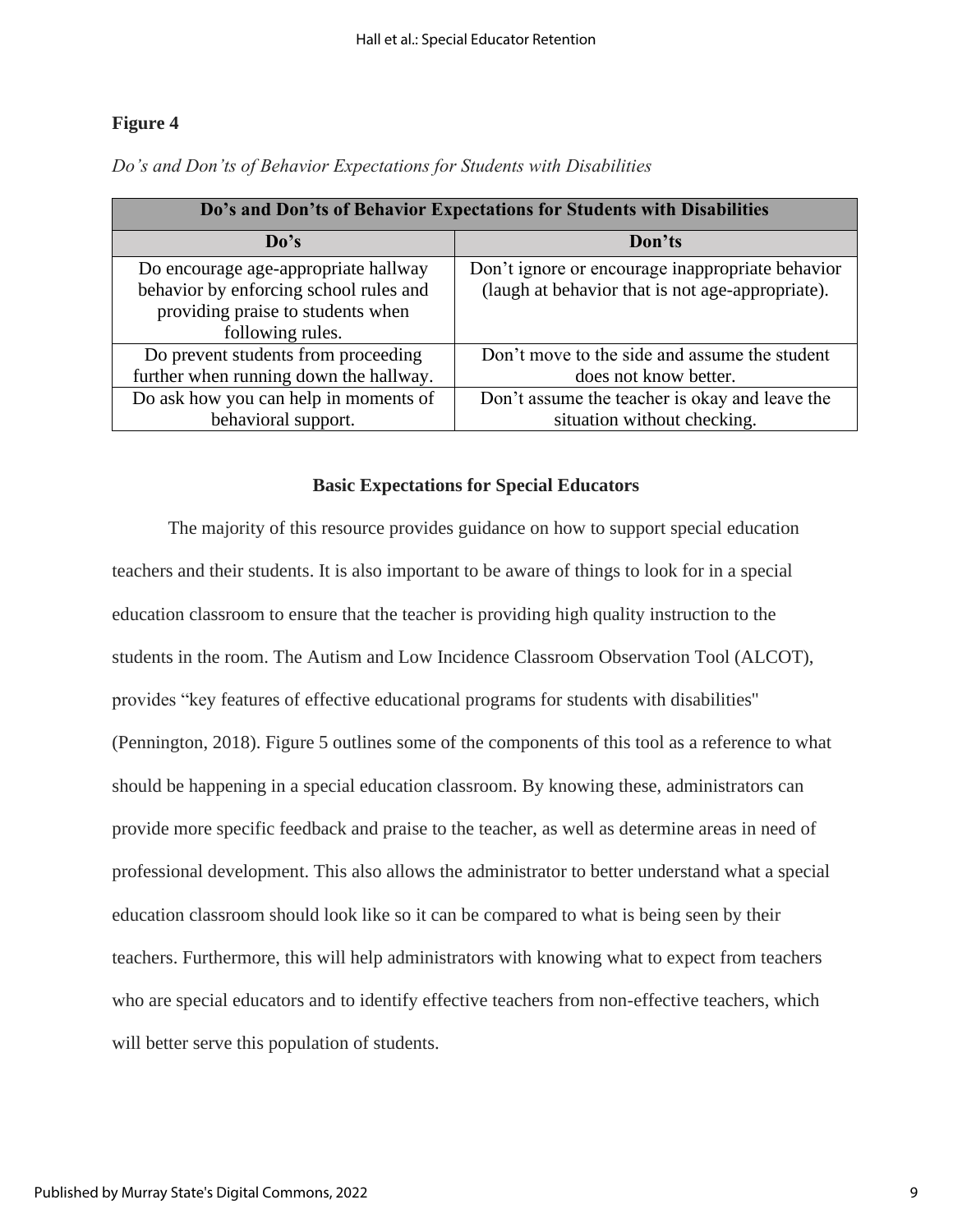**Figure 4**

*Do's and Don'ts of Behavior Expectations for Students with Disabilities*

| Do's and Don'ts of Behavior Expectations for Students with Disabilities | |
|---|---|
| **Do's** | **Don'ts** |
| Do encourage age-appropriate hallway behavior by enforcing school rules and providing praise to students when following rules. | Don't ignore or encourage inappropriate behavior (laugh at behavior that is not age-appropriate). |
| Do prevent students from proceeding further when running down the hallway. | Don't move to the side and assume the student does not know better. |
| Do ask how you can help in moments of behavioral support. | Don't assume the teacher is okay and leave the situation without checking. |

## Basic Expectations for Special Educators

The majority of this resource provides guidance on how to support special education teachers and their students. It is also important to be aware of things to look for in a special education classroom to ensure that the teacher is providing high quality instruction to the students in the room. The Autism and Low Incidence Classroom Observation Tool (ALCOT), provides "key features of effective educational programs for students with disabilities" (Pennington, 2018). Figure 5 outlines some of the components of this tool as a reference to what should be happening in a special education classroom. By knowing these, administrators can provide more specific feedback and praise to the teacher, as well as determine areas in need of professional development. This also allows the administrator to better understand what a special education classroom should look like so it can be compared to what is being seen by their teachers. Furthermore, this will help administrators with knowing what to expect from teachers who are special educators and to identify effective teachers from non-effective teachers, which will better serve this population of students.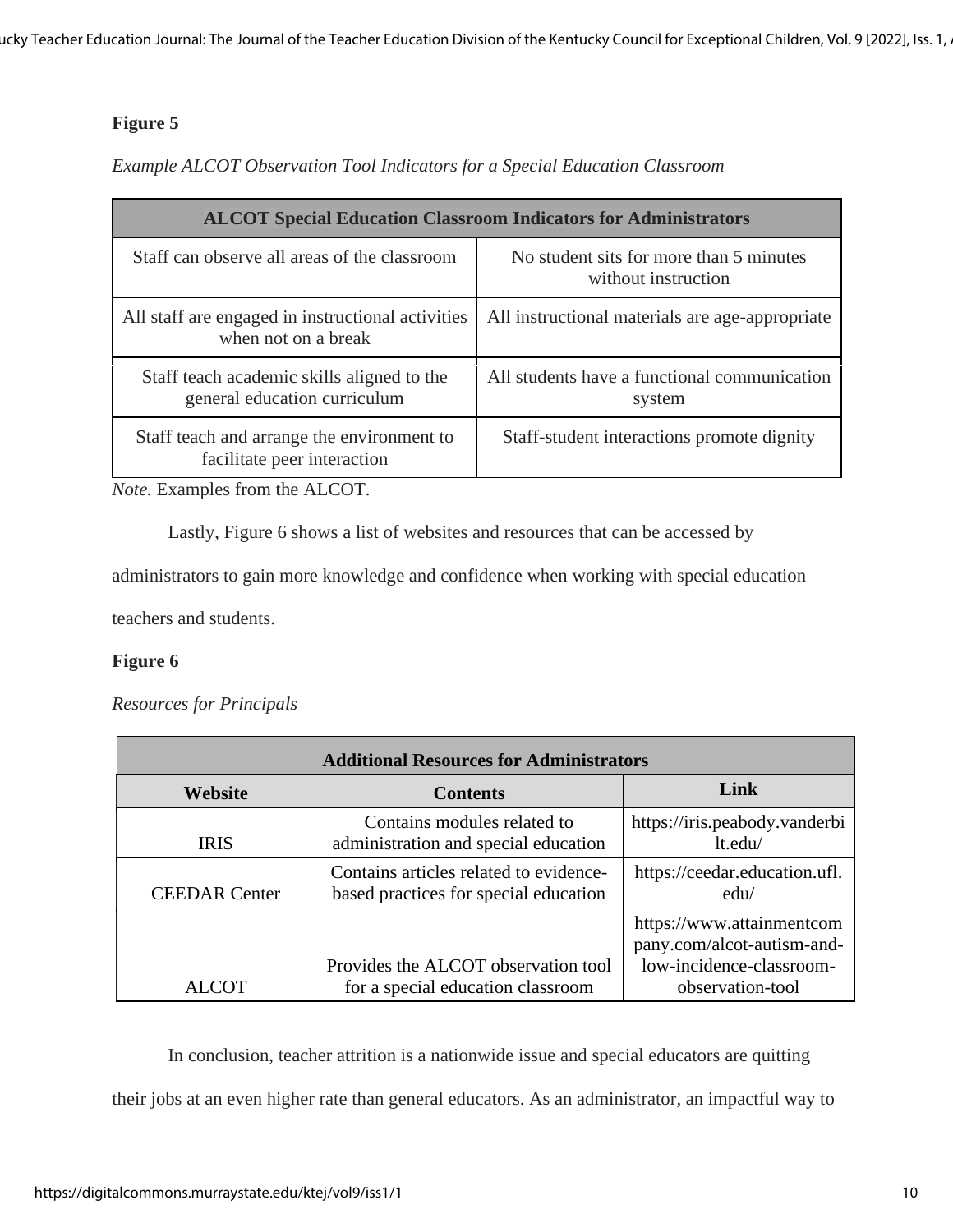**Figure 5**

*Example ALCOT Observation Tool Indicators for a Special Education Classroom*

| ALCOT Special Education Classroom Indicators for Administrators | |
|---|---|
| Staff can observe all areas of the classroom | No student sits for more than 5 minutes without instruction |
| All staff are engaged in instructional activities when not on a break | All instructional materials are age-appropriate |
| Staff teach academic skills aligned to the general education curriculum | All students have a functional communication system |
| Staff teach and arrange the environment to facilitate peer interaction | Staff-student interactions promote dignity |

*Note.* Examples from the ALCOT.

Lastly, Figure 6 shows a list of websites and resources that can be accessed by administrators to gain more knowledge and confidence when working with special education teachers and students.

**Figure 6**

*Resources for Principals*

| Additional Resources for Administrators | | |
|---|---|---|
| **Website** | **Contents** | **Link** |
| IRIS | Contains modules related to administration and special education | https://iris.peabody.vanderbilt.edu/ |
| CEEDAR Center | Contains articles related to evidence-based practices for special education | https://ceedar.education.ufl.edu/ |
| ALCOT | Provides the ALCOT observation tool for a special education classroom | https://www.attainmentcompany.com/alcot-autism-and-low-incidence-classroom-observation-tool |

In conclusion, teacher attrition is a nationwide issue and special educators are quitting their jobs at an even higher rate than general educators. As an administrator, an impactful way to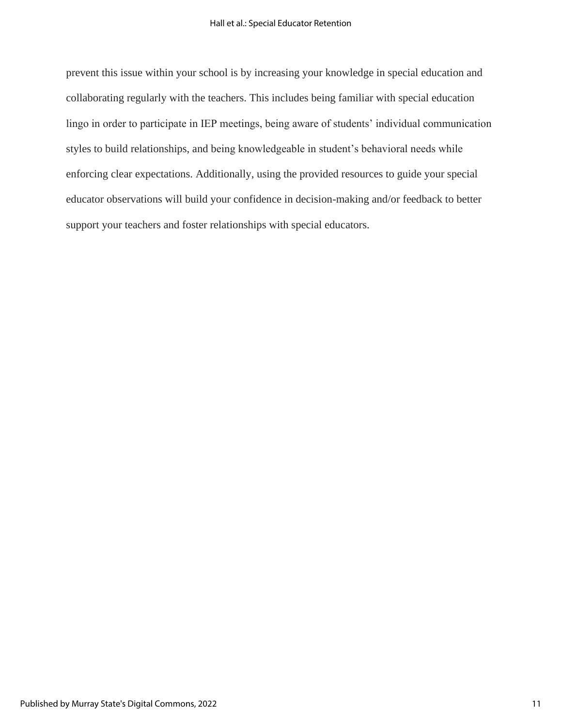prevent this issue within your school is by increasing your knowledge in special education and collaborating regularly with the teachers. This includes being familiar with special education lingo in order to participate in IEP meetings, being aware of students' individual communication styles to build relationships, and being knowledgeable in student's behavioral needs while enforcing clear expectations. Additionally, using the provided resources to guide your special educator observations will build your confidence in decision-making and/or feedback to better support your teachers and foster relationships with special educators.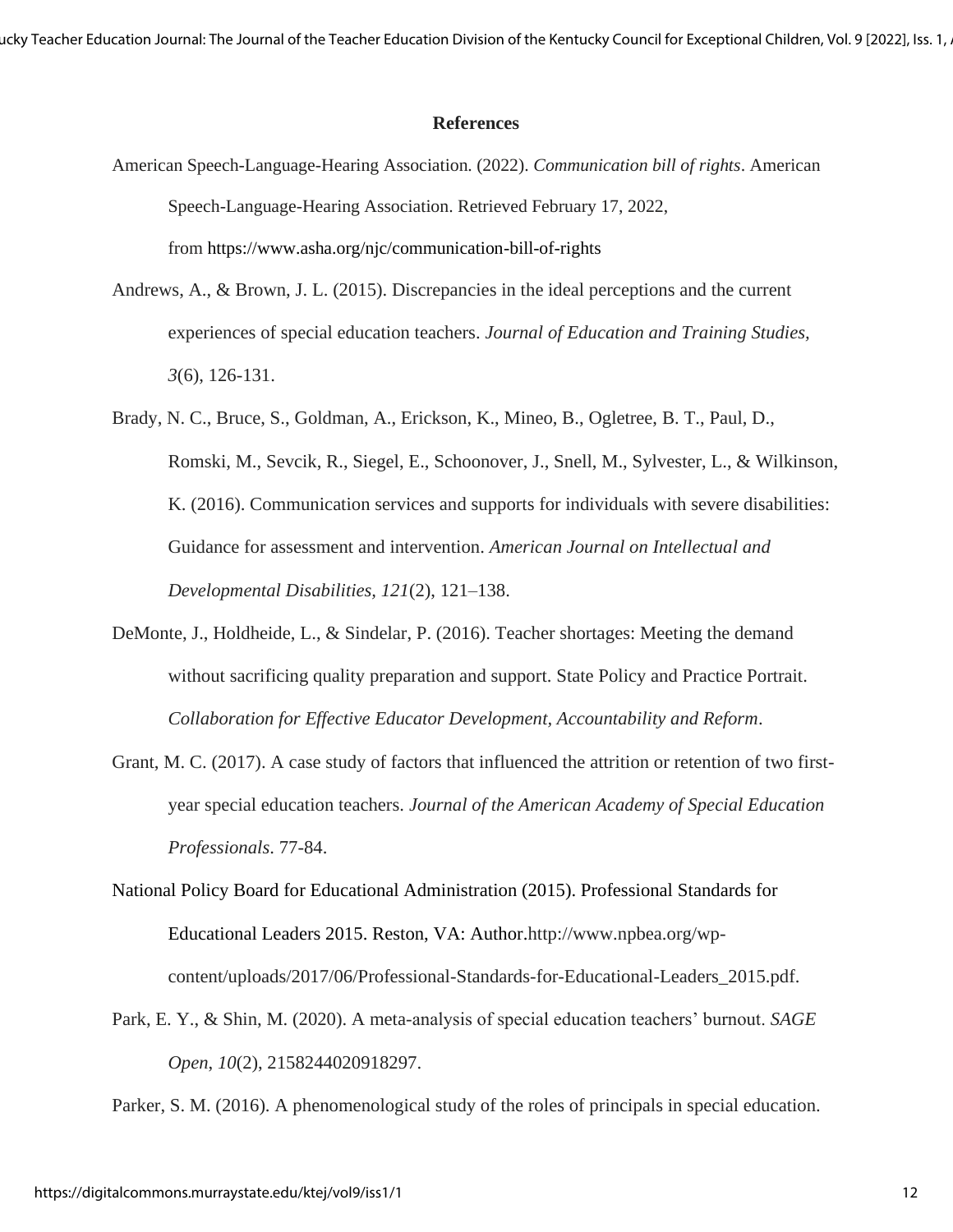## References

American Speech-Language-Hearing Association. (2022). *Communication bill of rights*. American Speech-Language-Hearing Association. Retrieved February 17, 2022, from https://www.asha.org/njc/communication-bill-of-rights

Andrews, A., & Brown, J. L. (2015). Discrepancies in the ideal perceptions and the current experiences of special education teachers. *Journal of Education and Training Studies, 3*(6), 126-131.

Brady, N. C., Bruce, S., Goldman, A., Erickson, K., Mineo, B., Ogletree, B. T., Paul, D., Romski, M., Sevcik, R., Siegel, E., Schoonover, J., Snell, M., Sylvester, L., & Wilkinson, K. (2016). Communication services and supports for individuals with severe disabilities: Guidance for assessment and intervention. *American Journal on Intellectual and Developmental Disabilities*, *121*(2), 121–138.

DeMonte, J., Holdheide, L., & Sindelar, P. (2016). Teacher shortages: Meeting the demand without sacrificing quality preparation and support. State Policy and Practice Portrait. *Collaboration for Effective Educator Development, Accountability and Reform*.

Grant, M. C. (2017). A case study of factors that influenced the attrition or retention of two first-year special education teachers. *Journal of the American Academy of Special Education Professionals*. 77-84.

National Policy Board for Educational Administration (2015). Professional Standards for Educational Leaders 2015. Reston, VA: Author.http://www.npbea.org/wp-content/uploads/2017/06/Professional-Standards-for-Educational-Leaders_2015.pdf.

Park, E. Y., & Shin, M. (2020). A meta-analysis of special education teachers' burnout. *SAGE Open*, *10*(2), 2158244020918297.

Parker, S. M. (2016). A phenomenological study of the roles of principals in special education.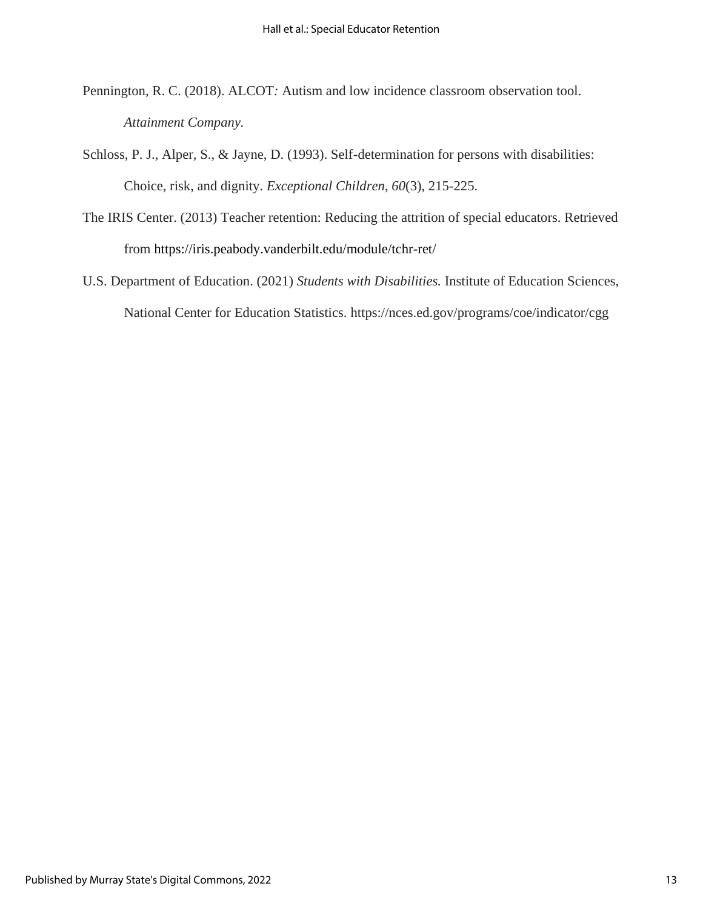Pennington, R. C. (2018). ALCOT: Autism and low incidence classroom observation tool. *Attainment Company.*

Schloss, P. J., Alper, S., & Jayne, D. (1993). Self-determination for persons with disabilities: Choice, risk, and dignity. *Exceptional Children*, *60*(3), 215-225.

The IRIS Center. (2013) Teacher retention: Reducing the attrition of special educators. Retrieved from https://iris.peabody.vanderbilt.edu/module/tchr-ret/

U.S. Department of Education. (2021) *Students with Disabilities.* Institute of Education Sciences, National Center for Education Statistics. https://nces.ed.gov/programs/coe/indicator/cgg